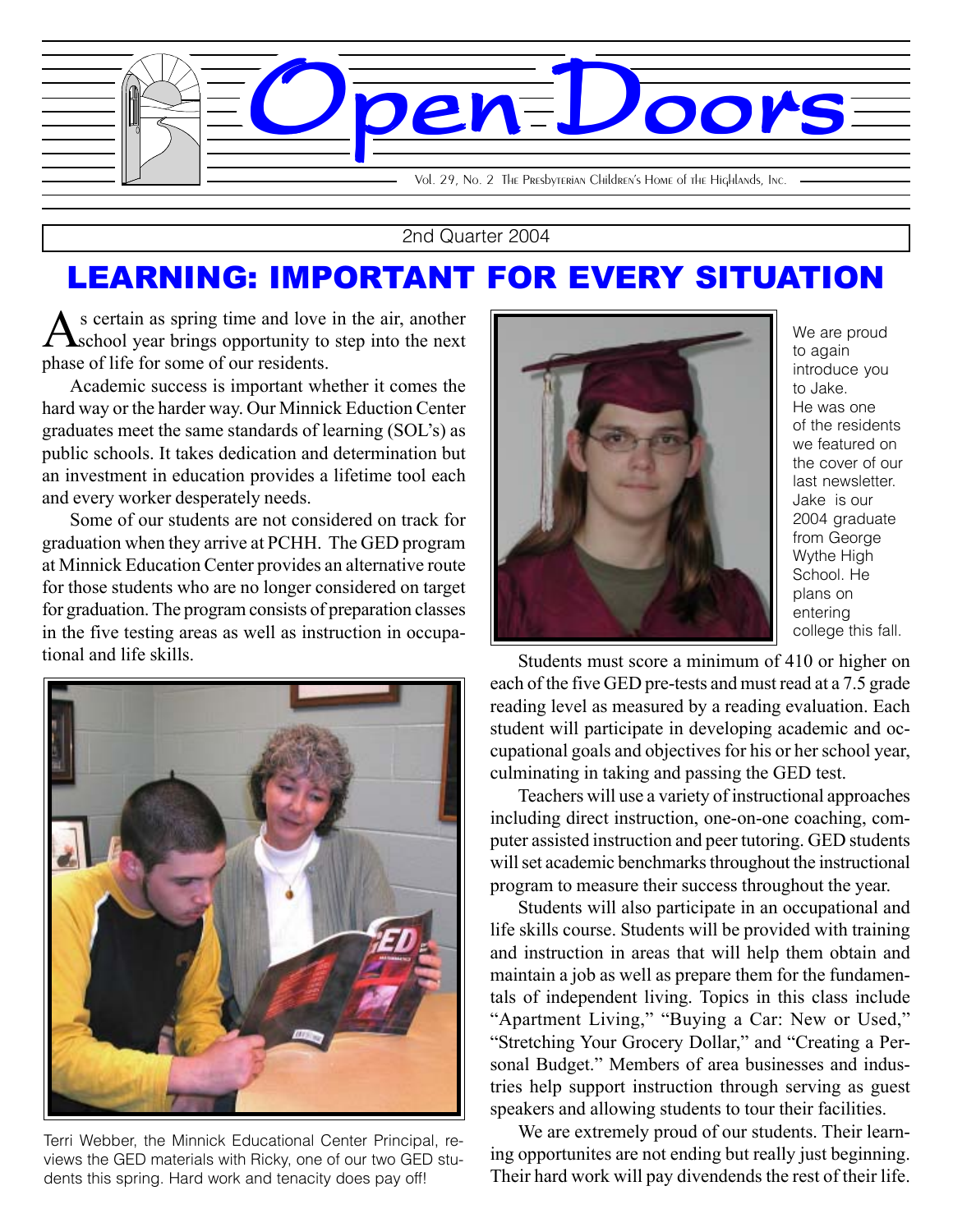# Open Doors

Vol. 29, No. 2 The Presbyterian Children's Home of the Highlands, Inc.

2nd Quarter 2004

## LEARNING: IMPORTANT FOR EVERY SITUATION

As certain as spring time and love in the air, another school year brings opportunity to step into the next phase of life for some of our residents.

Academic success is important whether it comes the hard way or the harder way. Our Minnick Eduction Center graduates meet the same standards of learning (SOL's) as public schools. It takes dedication and determination but an investment in education provides a lifetime tool each and every worker desperately needs.

Some of our students are not considered on track for graduation when they arrive at PCHH. The GED program at Minnick Education Center provides an alternative route for those students who are no longer considered on target for graduation. The program consists of preparation classes in the five testing areas as well as instruction in occupational and life skills.

Terri Webber, the Minnick Educational Center Principal, reviews the GED materials with Ricky, one of our two GED students this spring. Hard work and tenacity does pay off!

We are proud to again introduce you to Jake. He was one of the residents we featured on the cover of our last newsletter. Jake is our 2004 graduate from George Wythe High School. He plans on entering college this fall.

Students must score a minimum of 410 or higher on each of the five GED pre-tests and must read at a 7.5 grade reading level as measured by a reading evaluation. Each student will participate in developing academic and occupational goals and objectives for his or her school year, culminating in taking and passing the GED test.

Teachers will use a variety of instructional approaches including direct instruction, one-on-one coaching, computer assisted instruction and peer tutoring. GED students will set academic benchmarks throughout the instructional program to measure their success throughout the year.

Students will also participate in an occupational and life skills course. Students will be provided with training and instruction in areas that will help them obtain and maintain a job as well as prepare them for the fundamentals of independent living. Topics in this class include "Apartment Living," "Buying a Car: New or Used," "Stretching Your Grocery Dollar," and "Creating a Personal Budget." Members of area businesses and industries help support instruction through serving as guest speakers and allowing students to tour their facilities.

We are extremely proud of our students. Their learning opportunites are not ending but really just beginning. Their hard work will pay divendends the rest of their life.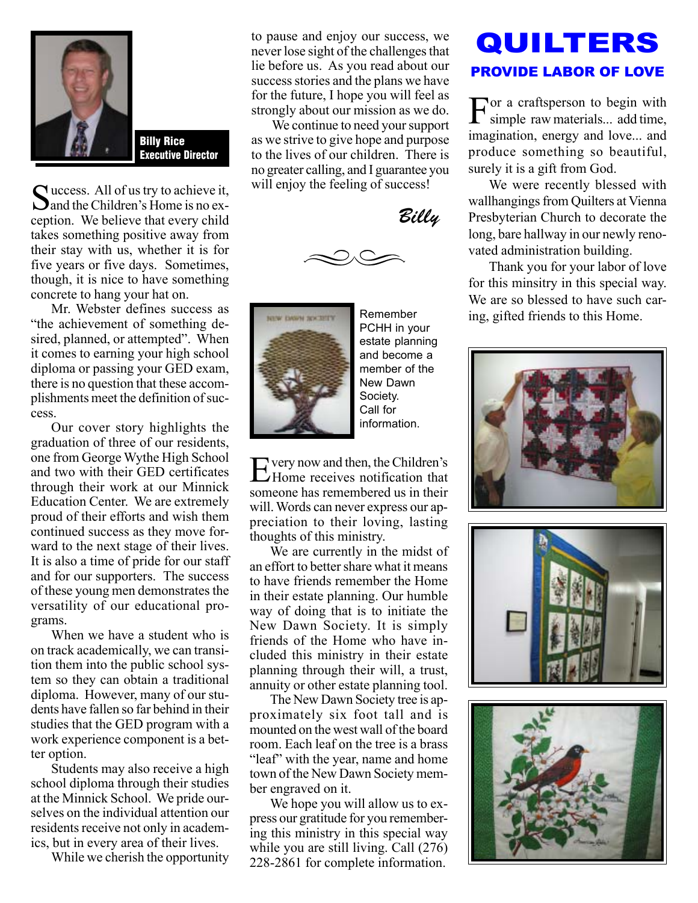**Billy Rice**
**Executive Director**

Success. All of us try to achieve it, and the Children's Home is no exception. We believe that every child takes something positive away from their stay with us, whether it is for five years or five days. Sometimes, though, it is nice to have something concrete to hang your hat on.

Mr. Webster defines success as "the achievement of something desired, planned, or attempted". When it comes to earning your high school diploma or passing your GED exam, there is no question that these accomplishments meet the definition of success.

Our cover story highlights the graduation of three of our residents, one from George Wythe High School and two with their GED certificates through their work at our Minnick Education Center. We are extremely proud of their efforts and wish them continued success as they move forward to the next stage of their lives. It is also a time of pride for our staff and for our supporters. The success of these young men demonstrates the versatility of our educational programs.

When we have a student who is on track academically, we can transition them into the public school system so they can obtain a traditional diploma. However, many of our students have fallen so far behind in their studies that the GED program with a work experience component is a better option.

Students may also receive a high school diploma through their studies at the Minnick School. We pride ourselves on the individual attention our residents receive not only in academics, but in every area of their lives.

While we cherish the opportunity to pause and enjoy our success, we never lose sight of the challenges that lie before us. As you read about our success stories and the plans we have for the future, I hope you will feel as strongly about our mission as we do.

We continue to need your support as we strive to give hope and purpose to the lives of our children. There is no greater calling, and I guarantee you will enjoy the feeling of success!

*Billy*

NEW DAWN SOCIETY

Remember PCHH in your estate planning and become a member of the New Dawn Society. Call for information.

Every now and then, the Children's Home receives notification that someone has remembered us in their will. Words can never express our appreciation to their loving, lasting thoughts of this ministry.

We are currently in the midst of an effort to better share what it means to have friends remember the Home in their estate planning. Our humble way of doing that is to initiate the New Dawn Society. It is simply friends of the Home who have included this ministry in their estate planning through their will, a trust, annuity or other estate planning tool.

The New Dawn Society tree is approximately six foot tall and is mounted on the west wall of the board room. Each leaf on the tree is a brass "leaf" with the year, name and home town of the New Dawn Society member engraved on it.

We hope you will allow us to express our gratitude for you remembering this ministry in this special way while you are still living. Call (276) 228-2861 for complete information.

# QUILTERS

## PROVIDE LABOR OF LOVE

For a craftsperson to begin with simple raw materials... add time, imagination, energy and love... and produce something so beautiful, surely it is a gift from God.

We were recently blessed with wallhangings from Quilters at Vienna Presbyterian Church to decorate the long, bare hallway in our newly renovated administration building.

Thank you for your labor of love for this minsitry in this special way. We are so blessed to have such caring, gifted friends to this Home.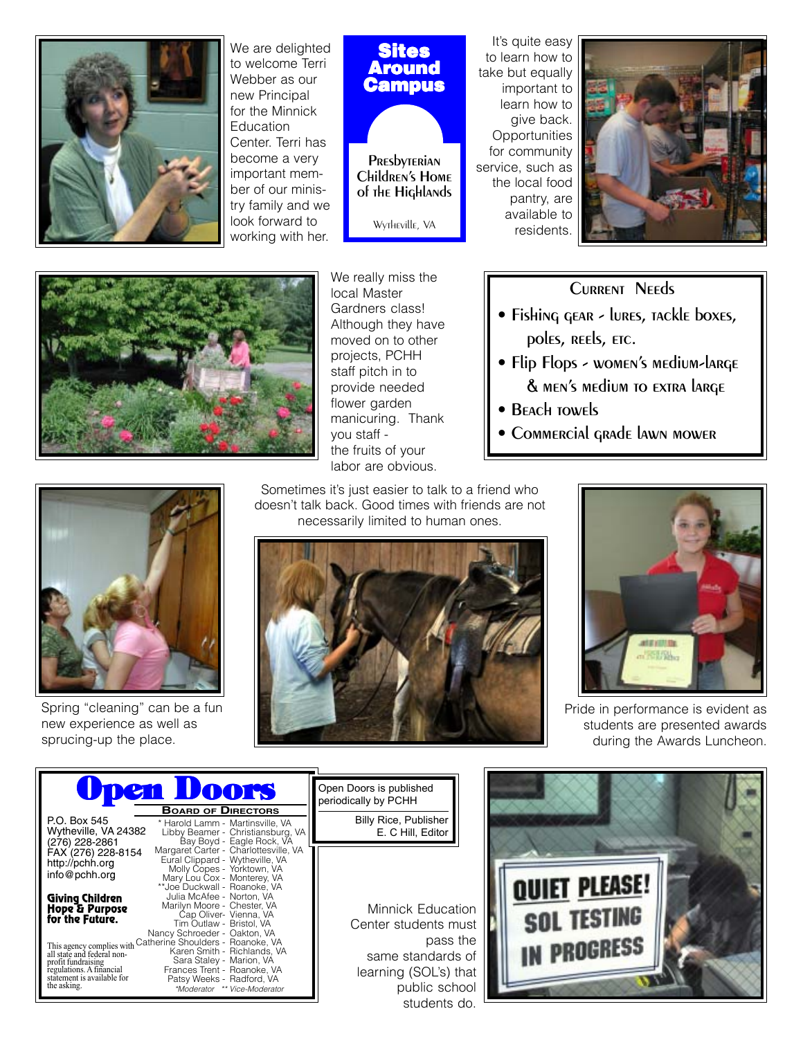We are delighted to welcome Terri Webber as our new Principal for the Minnick Education Center. Terri has become a very important member of our ministry family and we look forward to working with her.

# Sites Around Campus

Presbyterian Children's Home of the Highlands

Wytheville, VA

It's quite easy to learn how to take but equally important to learn how to give back. Opportunities for community service, such as the local food pantry, are available to residents.

We really miss the local Master Gardeners class! Although they have moved on to other projects, PCHH staff pitch in to provide needed flower garden manicuring. Thank you staff - the fruits of your labor are obvious.

## Current Needs

- Fishing gear - lures, tackle boxes, poles, reels, etc.
- Flip Flops - women's medium-large & men's medium to extra large
- Beach towels
- Commercial grade lawn mower

Spring "cleaning" can be a fun new experience as well as sprucing-up the place.

Sometimes it's just easier to talk to a friend who doesn't talk back. Good times with friends are not necessarily limited to human ones.

Pride in performance is evident as students are presented awards during the Awards Luncheon.

# Open Doors

P.O. Box 545
Wytheville, VA 24382
(276) 228-2861
FAX (276) 228-8154
http://pchh.org
info@pchh.org

**Giving Children Hope & Purpose for the Future.**

This agency complies with all state and federal non-profit fundraising regulations. A financial statement is available for the asking.

### Board of Directors

- * Harold Lamm - Martinsville, VA
- Libby Beamer - Christiansburg, VA
- Bay Boyd - Eagle Rock, VA
- Margaret Carter - Charlottesville, VA
- Eural Clippard - Wytheville, VA
- Molly Copes - Yorktown, VA
- Mary Lou Cox - Monterey, VA
- **Joe Duckwall - Roanoke, VA
- Julia McAfee - Norton, VA
- Marilyn Moore - Chester, VA
- Cap Oliver- Vienna, VA
- Tim Outlaw - Bristol, VA
- Nancy Schroeder - Oakton, VA
- Catherine Shoulders - Roanoke, VA
- Karen Smith - Richlands, VA
- Sara Staley - Marion, VA
- Frances Trent - Roanoke, VA
- Patsy Weeks - Radford, VA

*Moderator ** Vice-Moderator

Open Doors is published periodically by PCHH

Billy Rice, Publisher
E. C Hill, Editor

Minnick Education Center students must pass the same standards of learning (SOL's) that public school students do.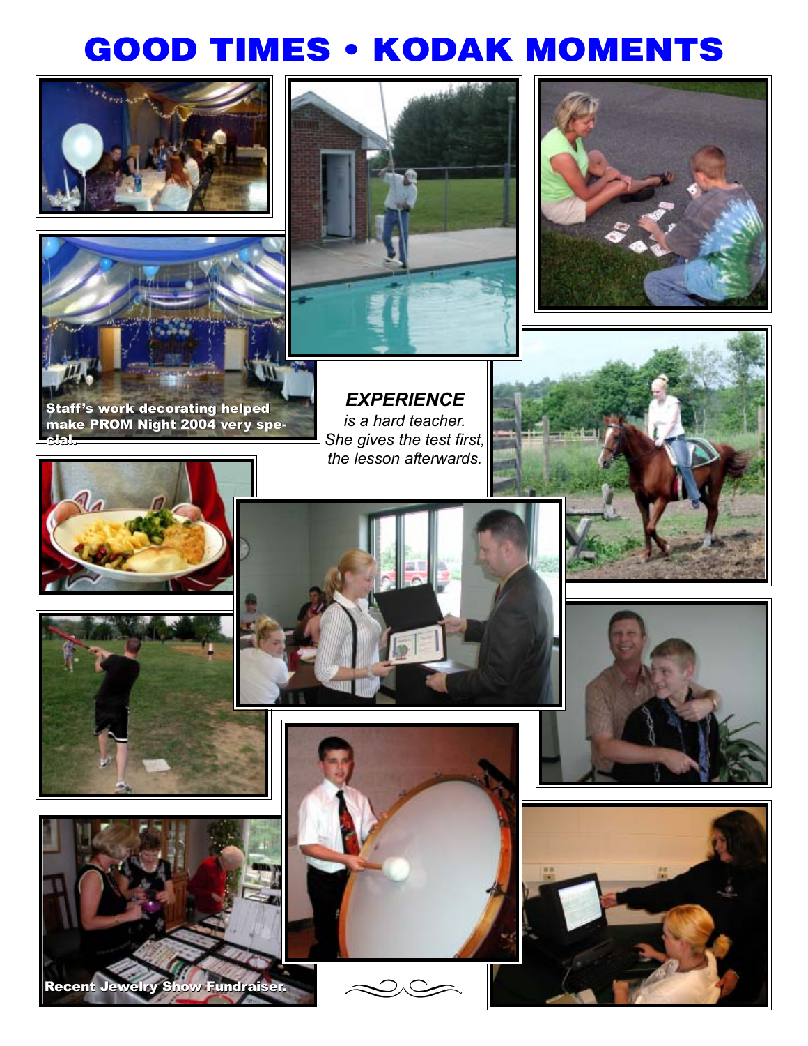# GOOD TIMES • KODAK MOMENTS

Staff's work decorating helped make PROM Night 2004 very special.

***EXPERIENCE***
*is a hard teacher.*
*She gives the test first,*
*the lesson afterwards.*

Recent Jewelry Show Fundraiser.